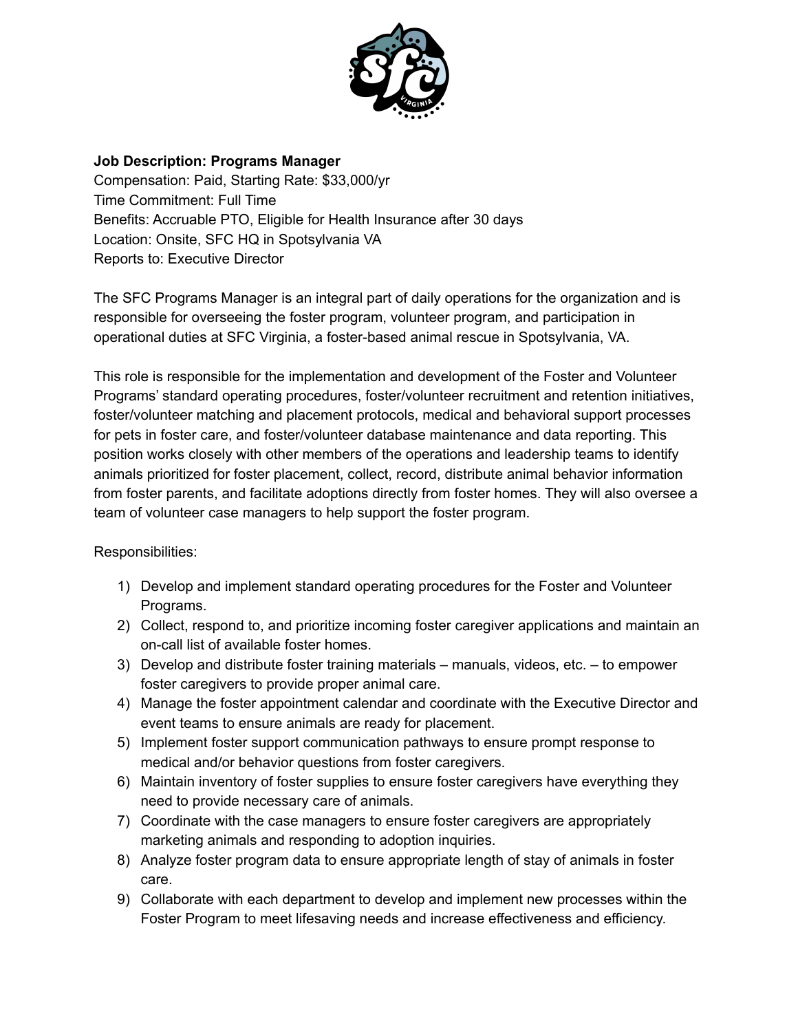**Job Description: Programs Manager**
Compensation: Paid, Starting Rate: $33,000/yr
Time Commitment: Full Time
Benefits: Accruable PTO, Eligible for Health Insurance after 30 days
Location: Onsite, SFC HQ in Spotsylvania VA
Reports to: Executive Director

The SFC Programs Manager is an integral part of daily operations for the organization and is responsible for overseeing the foster program, volunteer program, and participation in operational duties at SFC Virginia, a foster-based animal rescue in Spotsylvania, VA.

This role is responsible for the implementation and development of the Foster and Volunteer Programs' standard operating procedures, foster/volunteer recruitment and retention initiatives, foster/volunteer matching and placement protocols, medical and behavioral support processes for pets in foster care, and foster/volunteer database maintenance and data reporting. This position works closely with other members of the operations and leadership teams to identify animals prioritized for foster placement, collect, record, distribute animal behavior information from foster parents, and facilitate adoptions directly from foster homes. They will also oversee a team of volunteer case managers to help support the foster program.

Responsibilities:

1) Develop and implement standard operating procedures for the Foster and Volunteer Programs.
2) Collect, respond to, and prioritize incoming foster caregiver applications and maintain an on-call list of available foster homes.
3) Develop and distribute foster training materials – manuals, videos, etc. – to empower foster caregivers to provide proper animal care.
4) Manage the foster appointment calendar and coordinate with the Executive Director and event teams to ensure animals are ready for placement.
5) Implement foster support communication pathways to ensure prompt response to medical and/or behavior questions from foster caregivers.
6) Maintain inventory of foster supplies to ensure foster caregivers have everything they need to provide necessary care of animals.
7) Coordinate with the case managers to ensure foster caregivers are appropriately marketing animals and responding to adoption inquiries.
8) Analyze foster program data to ensure appropriate length of stay of animals in foster care.
9) Collaborate with each department to develop and implement new processes within the Foster Program to meet lifesaving needs and increase effectiveness and efficiency.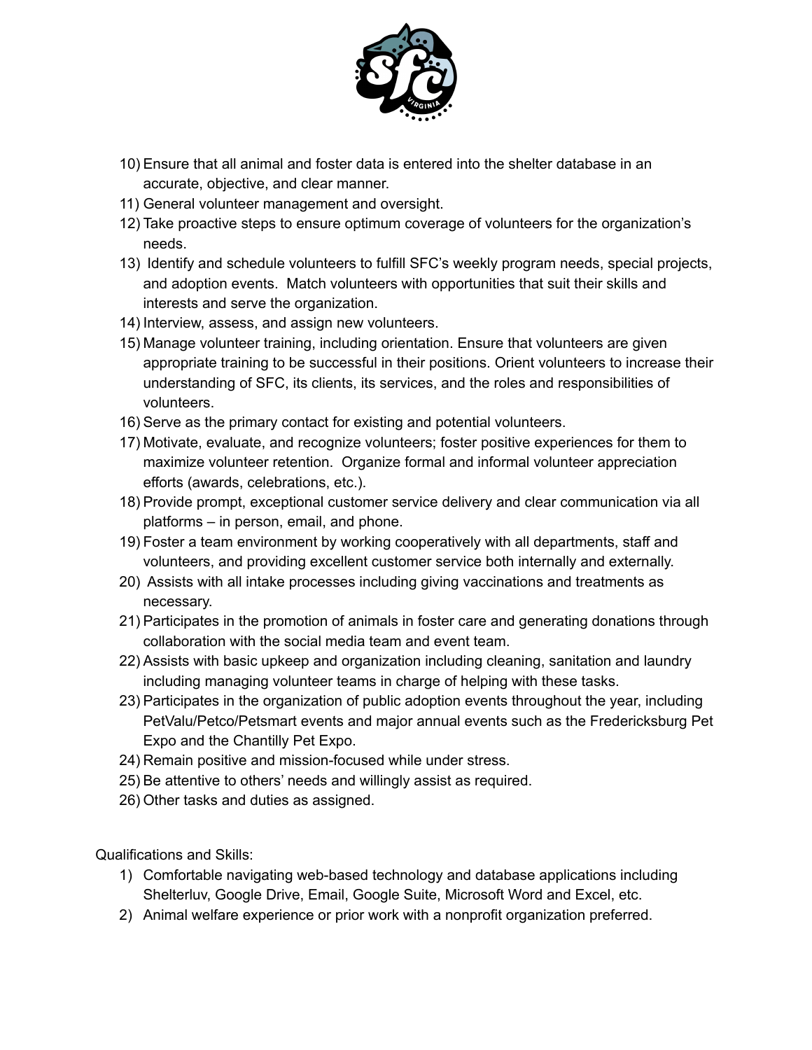10) Ensure that all animal and foster data is entered into the shelter database in an accurate, objective, and clear manner.
11) General volunteer management and oversight.
12) Take proactive steps to ensure optimum coverage of volunteers for the organization's needs.
13) Identify and schedule volunteers to fulfill SFC's weekly program needs, special projects, and adoption events. Match volunteers with opportunities that suit their skills and interests and serve the organization.
14) Interview, assess, and assign new volunteers.
15) Manage volunteer training, including orientation. Ensure that volunteers are given appropriate training to be successful in their positions. Orient volunteers to increase their understanding of SFC, its clients, its services, and the roles and responsibilities of volunteers.
16) Serve as the primary contact for existing and potential volunteers.
17) Motivate, evaluate, and recognize volunteers; foster positive experiences for them to maximize volunteer retention. Organize formal and informal volunteer appreciation efforts (awards, celebrations, etc.).
18) Provide prompt, exceptional customer service delivery and clear communication via all platforms – in person, email, and phone.
19) Foster a team environment by working cooperatively with all departments, staff and volunteers, and providing excellent customer service both internally and externally.
20) Assists with all intake processes including giving vaccinations and treatments as necessary.
21) Participates in the promotion of animals in foster care and generating donations through collaboration with the social media team and event team.
22) Assists with basic upkeep and organization including cleaning, sanitation and laundry including managing volunteer teams in charge of helping with these tasks.
23) Participates in the organization of public adoption events throughout the year, including PetValu/Petco/Petsmart events and major annual events such as the Fredericksburg Pet Expo and the Chantilly Pet Expo.
24) Remain positive and mission-focused while under stress.
25) Be attentive to others' needs and willingly assist as required.
26) Other tasks and duties as assigned.

Qualifications and Skills:

1) Comfortable navigating web-based technology and database applications including Shelterluv, Google Drive, Email, Google Suite, Microsoft Word and Excel, etc.
2) Animal welfare experience or prior work with a nonprofit organization preferred.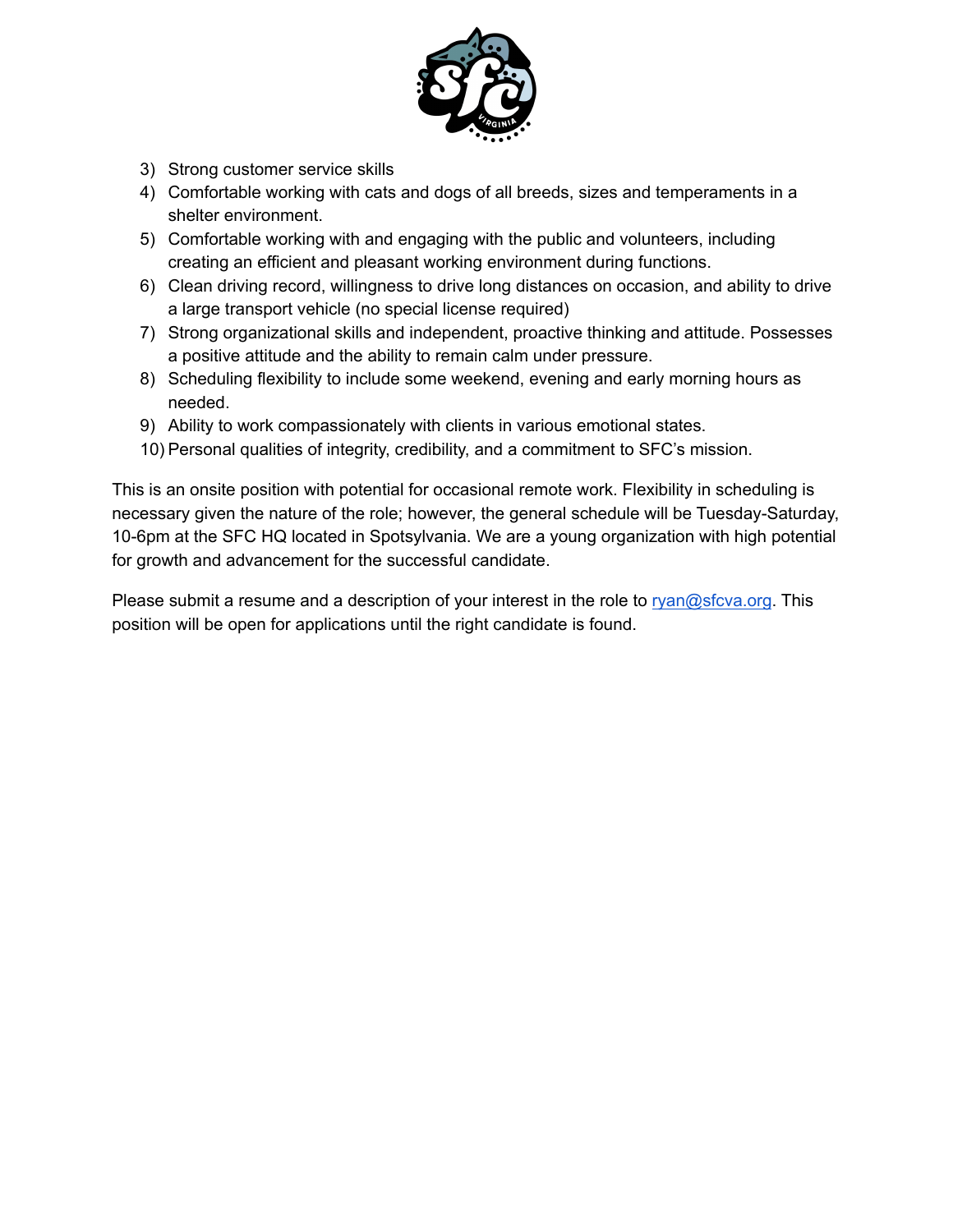3) Strong customer service skills
4) Comfortable working with cats and dogs of all breeds, sizes and temperaments in a shelter environment.
5) Comfortable working with and engaging with the public and volunteers, including creating an efficient and pleasant working environment during functions.
6) Clean driving record, willingness to drive long distances on occasion, and ability to drive a large transport vehicle (no special license required)
7) Strong organizational skills and independent, proactive thinking and attitude. Possesses a positive attitude and the ability to remain calm under pressure.
8) Scheduling flexibility to include some weekend, evening and early morning hours as needed.
9) Ability to work compassionately with clients in various emotional states.
10) Personal qualities of integrity, credibility, and a commitment to SFC's mission.

This is an onsite position with potential for occasional remote work. Flexibility in scheduling is necessary given the nature of the role; however, the general schedule will be Tuesday-Saturday, 10-6pm at the SFC HQ located in Spotsylvania. We are a young organization with high potential for growth and advancement for the successful candidate.

Please submit a resume and a description of your interest in the role to [ryan@sfcva.org](mailto:ryan@sfcva.org). This position will be open for applications until the right candidate is found.